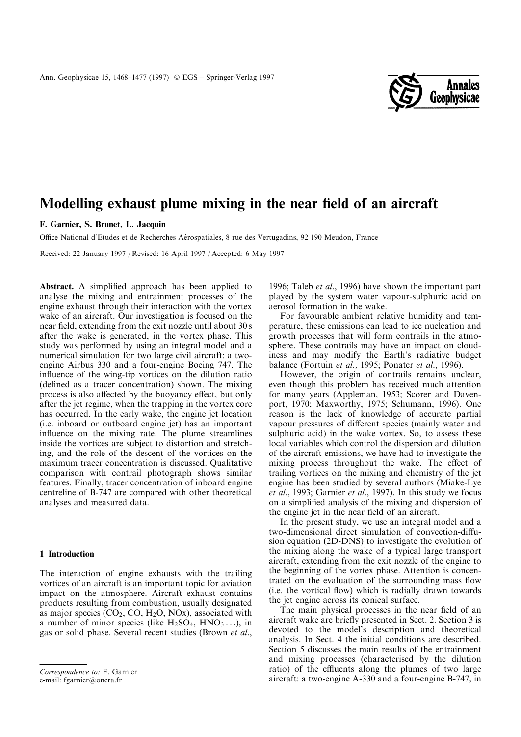# Modelling exhaust plume mixing in the near field of an aircraft

**F. Garnier, S. Brunet, L. Jacquin**

Office National d'Etudes et de Recherches Aérospatiales, 8 rue des Vertugadins, 92 190 Meudon, France

Received: 22 January 1997 / Revised: 16 April 1997 / Accepted: 6 May 1997

**Abstract.** A simplified approach has been applied to analyse the mixing and entrainment processes of the engine exhaust through their interaction with the vortex wake of an aircraft. Our investigation is focused on the near field, extending from the exit nozzle until about 30 s after the wake is generated, in the vortex phase. This study was performed by using an integral model and a numerical simulation for two large civil aircraft: a two-engine Airbus 330 and a four-engine Boeing 747. The influence of the wing-tip vortices on the dilution ratio (defined as a tracer concentration) shown. The mixing process is also affected by the buoyancy effect, but only after the jet regime, when the trapping in the vortex core has occurred. In the early wake, the engine jet location (i.e. inboard or outboard engine jet) has an important influence on the mixing rate. The plume streamlines inside the vortices are subject to distortion and stretching, and the role of the descent of the vortices on the maximum tracer concentration is discussed. Qualitative comparison with contrail photograph shows similar features. Finally, tracer concentration of inboard engine centreline of B-747 are compared with other theoretical analyses and measured data.

## 1 Introduction

The interaction of engine exhausts with the trailing vortices of an aircraft is an important topic for aviation impact on the atmosphere. Aircraft exhaust contains products resulting from combustion, usually designated as major species ($CO_2$, CO, $H_2O$, NOx), associated with a number of minor species (like $H_2SO_4$, $HNO_3$ ...), in gas or solid phase. Several recent studies (Brown *et al*., 1996; Taleb *et al*., 1996) have shown the important part played by the system water vapour-sulphuric acid on aerosol formation in the wake.

For favourable ambient relative humidity and temperature, these emissions can lead to ice nucleation and growth processes that will form contrails in the atmosphere. These contrails may have an impact on cloudiness and may modify the Earth's radiative budget balance (Fortuin *et al.,* 1995; Ponater *et al.,* 1996).

However, the origin of contrails remains unclear, even though this problem has received much attention for many years (Appleman, 1953; Scorer and Davenport, 1970; Maxworthy, 1975; Schumann, 1996). One reason is the lack of knowledge of accurate partial vapour pressures of different species (mainly water and sulphuric acid) in the wake vortex. So, to assess these local variables which control the dispersion and dilution of the aircraft emissions, we have had to investigate the mixing process throughout the wake. The effect of trailing vortices on the mixing and chemistry of the jet engine has been studied by several authors (Miake-Lye *et al*., 1993; Garnier *et al*., 1997). In this study we focus on a simplified analysis of the mixing and dispersion of the engine jet in the near field of an aircraft.

In the present study, we use an integral model and a two-dimensional direct simulation of convection-diffusion equation (2D-DNS) to investigate the evolution of the mixing along the wake of a typical large transport aircraft, extending from the exit nozzle of the engine to the beginning of the vortex phase. Attention is concentrated on the evaluation of the surrounding mass flow (i.e. the vortical flow) which is radially drawn towards the jet engine across its conical surface.

The main physical processes in the near field of an aircraft wake are briefly presented in Sect. 2. Section 3 is devoted to the model's description and theoretical analysis. In Sect. 4 the initial conditions are described. Section 5 discusses the main results of the entrainment and mixing processes (characterised by the dilution ratio) of the effluents along the plumes of two large aircraft: a two-engine A-330 and a four-engine B-747, in

*Correspondence to:* F. Garnier
e-mail: fgarnier@onera.fr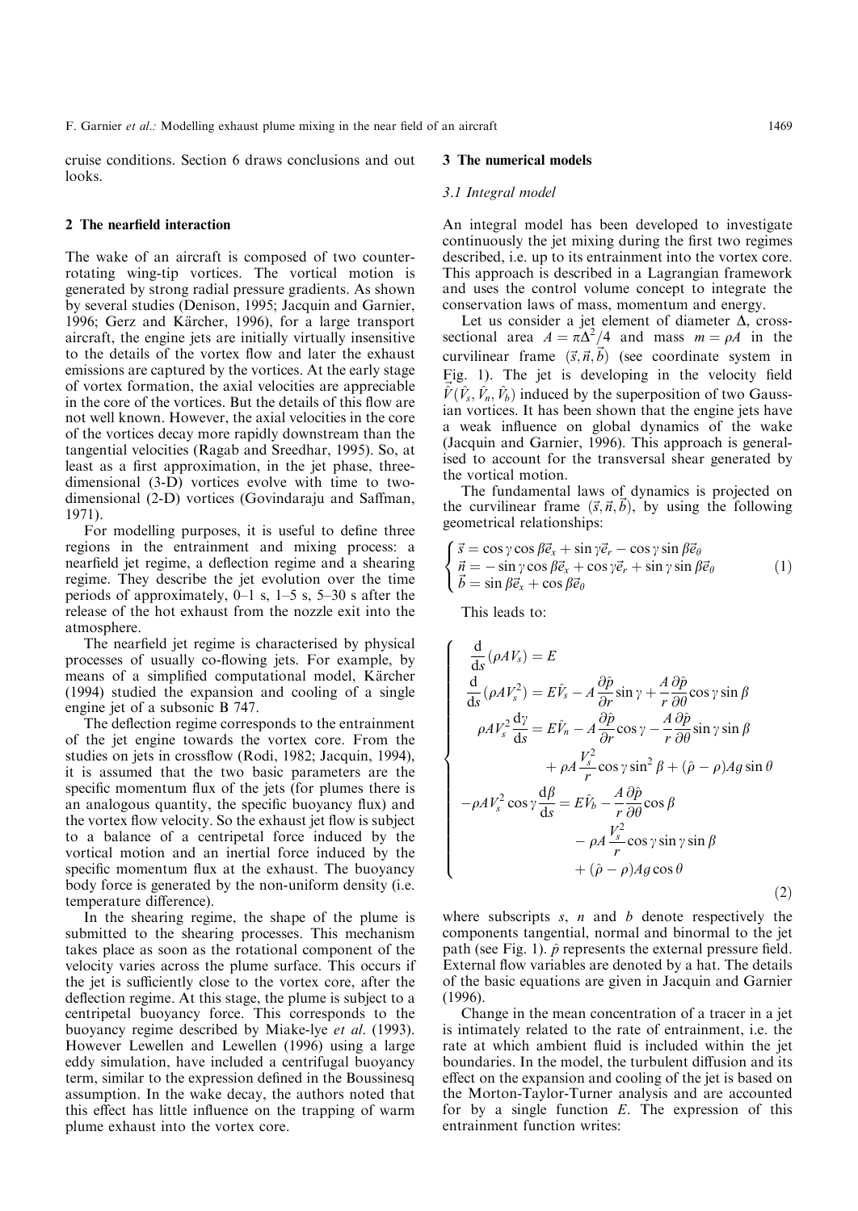cruise conditions. Section 6 draws conclusions and out looks.

## 2 The nearfield interaction

The wake of an aircraft is composed of two counter-rotating wing-tip vortices. The vortical motion is generated by strong radial pressure gradients. As shown by several studies (Denison, 1995; Jacquin and Garnier, 1996; Gerz and Kärcher, 1996), for a large transport aircraft, the engine jets are initially virtually insensitive to the details of the vortex flow and later the exhaust emissions are captured by the vortices. At the early stage of vortex formation, the axial velocities are appreciable in the core of the vortices. But the details of this flow are not well known. However, the axial velocities in the core of the vortices decay more rapidly downstream than the tangential velocities (Ragab and Sreedhar, 1995). So, at least as a first approximation, in the jet phase, three-dimensional (3-D) vortices evolve with time to two-dimensional (2-D) vortices (Govindaraju and Saffman, 1971).

For modelling purposes, it is useful to define three regions in the entrainment and mixing process: a nearfield jet regime, a deflection regime and a shearing regime. They describe the jet evolution over the time periods of approximately, 0–1 s, 1–5 s, 5–30 s after the release of the hot exhaust from the nozzle exit into the atmosphere.

The nearfield jet regime is characterised by physical processes of usually co-flowing jets. For example, by means of a simplified computational model, Kärcher (1994) studied the expansion and cooling of a single engine jet of a subsonic B 747.

The deflection regime corresponds to the entrainment of the jet engine towards the vortex core. From the studies on jets in crossflow (Rodi, 1982; Jacquin, 1994), it is assumed that the two basic parameters are the specific momentum flux of the jets (for plumes there is an analogous quantity, the specific buoyancy flux) and the vortex flow velocity. So the exhaust jet flow is subject to a balance of a centripetal force induced by the vortical motion and an inertial force induced by the specific momentum flux at the exhaust. The buoyancy body force is generated by the non-uniform density (i.e. temperature difference).

In the shearing regime, the shape of the plume is submitted to the shearing processes. This mechanism takes place as soon as the rotational component of the velocity varies across the plume surface. This occurs if the jet is sufficiently close to the vortex core, after the deflection regime. At this stage, the plume is subject to a centripetal buoyancy force. This corresponds to the buoyancy regime described by Miake-lye *et al.* (1993). However Lewellen and Lewellen (1996) using a large eddy simulation, have included a centrifugal buoyancy term, similar to the expression defined in the Boussinesq assumption. In the wake decay, the authors noted that this effect has little influence on the trapping of warm plume exhaust into the vortex core.

## 3 The numerical models

### 3.1 Integral model

An integral model has been developed to investigate continuously the jet mixing during the first two regimes described, i.e. up to its entrainment into the vortex core. This approach is described in a Lagrangian framework and uses the control volume concept to integrate the conservation laws of mass, momentum and energy.

Let us consider a jet element of diameter $\Delta$, cross-sectional area $A = \pi\Delta^2/4$ and mass $m = \rho A$ in the curvilinear frame $(\vec{s}, \vec{n}, \vec{b})$ (see coordinate system in Fig. 1). The jet is developing in the velocity field $\hat{\vec{V}}(\hat{V}_s, \hat{V}_n, \hat{V}_b)$ induced by the superposition of two Gaussian vortices. It has been shown that the engine jets have a weak influence on global dynamics of the wake (Jacquin and Garnier, 1996). This approach is generalised to account for the transversal shear generated by the vortical motion.

The fundamental laws of dynamics is projected on the curvilinear frame $(\vec{s}, \vec{n}, \vec{b})$, by using the following geometrical relationships:

$$
\begin{cases}
\vec{s} = \cos\gamma\cos\beta\vec{e}_x + \sin\gamma\vec{e}_r - \cos\gamma\sin\beta\vec{e}_\theta \\
\vec{n} = -\sin\gamma\cos\beta\vec{e}_x + \cos\gamma\vec{e}_r + \sin\gamma\sin\beta\vec{e}_\theta \\
\vec{b} = \sin\beta\vec{e}_x + \cos\beta\vec{e}_\theta
\end{cases}
\tag{1}
$$

This leads to:

$$
\begin{cases}
\dfrac{\mathrm{d}}{\mathrm{d}s}(\rho A V_s) = E \\
\dfrac{\mathrm{d}}{\mathrm{d}s}(\rho A V_s^2) = E\hat{V}_s - A\dfrac{\partial\hat{p}}{\partial r}\sin\gamma + \dfrac{A}{r}\dfrac{\partial\hat{p}}{\partial\theta}\cos\gamma\sin\beta \\
\rho A V_s^2\dfrac{\mathrm{d}\gamma}{\mathrm{d}s} = E\hat{V}_n - A\dfrac{\partial\hat{p}}{\partial r}\cos\gamma - \dfrac{A}{r}\dfrac{\partial\hat{p}}{\partial\theta}\sin\gamma\sin\beta \\
\qquad + \rho A\dfrac{V_s^2}{r}\cos\gamma\sin^2\beta + (\hat{\rho} - \rho)Ag\sin\theta \\
-\rho A V_s^2\cos\gamma\dfrac{\mathrm{d}\beta}{\mathrm{d}s} = E\hat{V}_b - \dfrac{A}{r}\dfrac{\partial\hat{p}}{\partial\theta}\cos\beta \\
\qquad - \rho A\dfrac{V_s^2}{r}\cos\gamma\sin\gamma\sin\beta \\
\qquad + (\hat{\rho} - \rho)Ag\cos\theta
\end{cases}
\tag{2}
$$

where subscripts $s$, $n$ and $b$ denote respectively the components tangential, normal and binormal to the jet path (see Fig. 1). $\hat{p}$ represents the external pressure field. External flow variables are denoted by a hat. The details of the basic equations are given in Jacquin and Garnier (1996).

Change in the mean concentration of a tracer in a jet is intimately related to the rate of entrainment, i.e. the rate at which ambient fluid is included within the jet boundaries. In the model, the turbulent diffusion and its effect on the expansion and cooling of the jet is based on the Morton-Taylor-Turner analysis and are accounted for by a single function $E$. The expression of this entrainment function writes: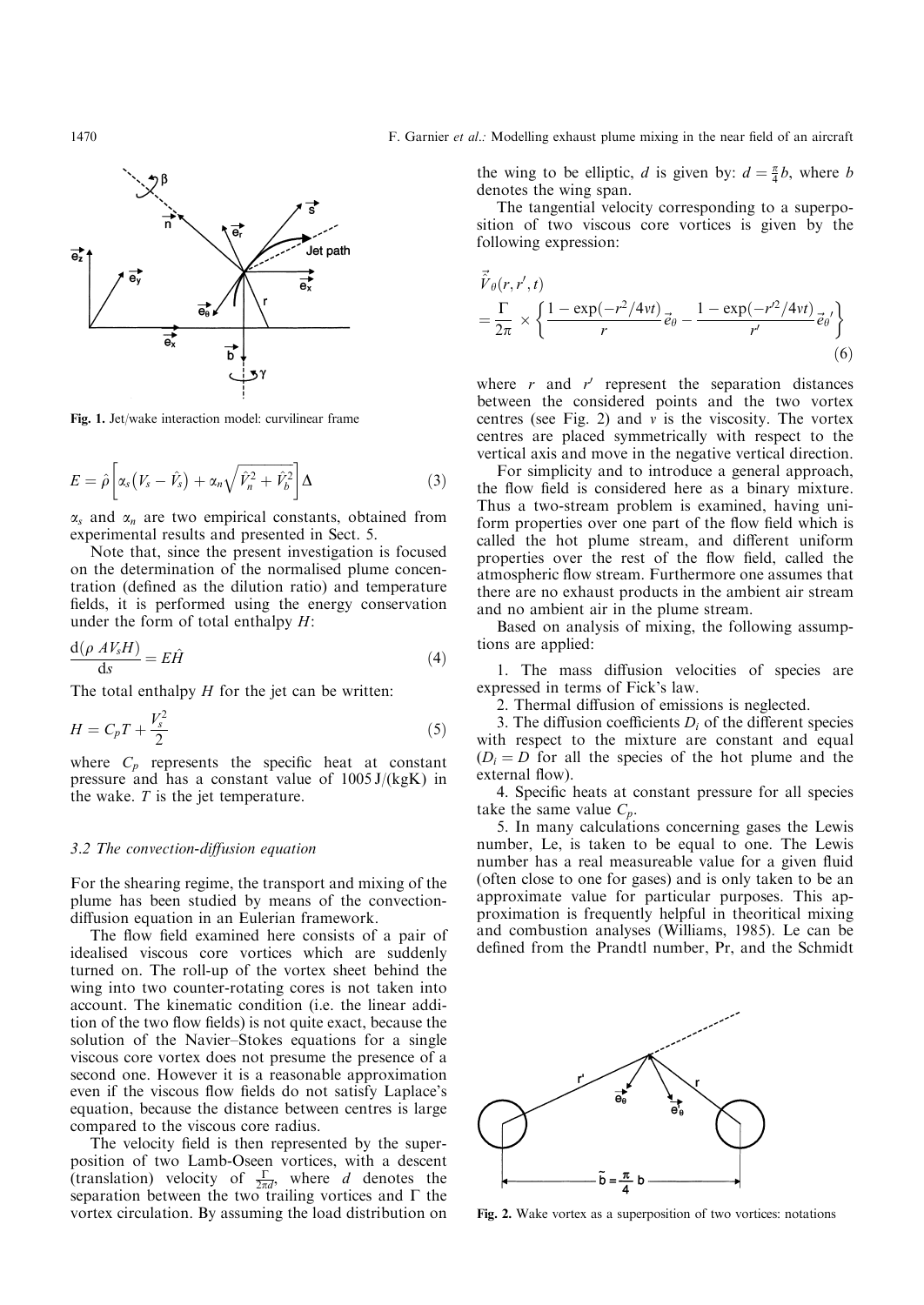Fig. 1. Jet/wake interaction model: curvilinear frame

$$E = \hat{\rho}\left[\alpha_s\left(V_s - \hat{V}_s\right) + \alpha_n\sqrt{\hat{V}_n^2 + \hat{V}_b^2}\right]\Delta \quad (3)$$

$\alpha_s$ and $\alpha_n$ are two empirical constants, obtained from experimental results and presented in Sect. 5.

Note that, since the present investigation is focused on the determination of the normalised plume concentration (defined as the dilution ratio) and temperature fields, it is performed using the energy conservation under the form of total enthalpy $H$:

$$\frac{d(\rho \, A V_s H)}{ds} = E\hat{H} \quad (4)$$

The total enthalpy $H$ for the jet can be written:

$$H = C_p T + \frac{V_s^2}{2} \quad (5)$$

where $C_p$ represents the specific heat at constant pressure and has a constant value of 1005 J/(kgK) in the wake. $T$ is the jet temperature.

### 3.2 The convection-diffusion equation

For the shearing regime, the transport and mixing of the plume has been studied by means of the convection-diffusion equation in an Eulerian framework.

The flow field examined here consists of a pair of idealised viscous core vortices which are suddenly turned on. The roll-up of the vortex sheet behind the wing into two counter-rotating cores is not taken into account. The kinematic condition (i.e. the linear addition of the two flow fields) is not quite exact, because the solution of the Navier–Stokes equations for a single viscous core vortex does not presume the presence of a second one. However it is a reasonable approximation even if the viscous flow fields do not satisfy Laplace's equation, because the distance between centres is large compared to the viscous core radius.

The velocity field is then represented by the superposition of two Lamb-Oseen vortices, with a descent (translation) velocity of $\frac{\Gamma}{2\pi d}$, where $d$ denotes the separation between the two trailing vortices and $\Gamma$ the vortex circulation. By assuming the load distribution on the wing to be elliptic, $d$ is given by: $d = \frac{\pi}{4}b$, where $b$ denotes the wing span.

The tangential velocity corresponding to a superposition of two viscous core vortices is given by the following expression:

$$\vec{\tilde{V}}_\theta(r, r', t) = \frac{\Gamma}{2\pi} \times \left\{ \frac{1 - \exp(-r^2/4\nu t)}{r}\vec{e}_\theta - \frac{1 - \exp(-r'^2/4\nu t)}{r'}\vec{e}_\theta{}' \right\} \quad (6)$$

where $r$ and $r'$ represent the separation distances between the considered points and the two vortex centres (see Fig. 2) and $\nu$ is the viscosity. The vortex centres are placed symmetrically with respect to the vertical axis and move in the negative vertical direction.

For simplicity and to introduce a general approach, the flow field is considered here as a binary mixture. Thus a two-stream problem is examined, having uniform properties over one part of the flow field which is called the hot plume stream, and different uniform properties over the rest of the flow field, called the atmospheric flow stream. Furthermore one assumes that there are no exhaust products in the ambient air stream and no ambient air in the plume stream.

Based on analysis of mixing, the following assumptions are applied:

1. The mass diffusion velocities of species are expressed in terms of Fick's law.
2. Thermal diffusion of emissions is neglected.
3. The diffusion coefficients $D_i$ of the different species with respect to the mixture are constant and equal ($D_i = D$ for all the species of the hot plume and the external flow).
4. Specific heats at constant pressure for all species take the same value $C_p$.
5. In many calculations concerning gases the Lewis number, Le, is taken to be equal to one. The Lewis number has a real measureable value for a given fluid (often close to one for gases) and is only taken to be an approximate value for particular purposes. This approximation is frequently helpful in theoritical mixing and combustion analyses (Williams, 1985). Le can be defined from the Prandtl number, Pr, and the Schmidt

Fig. 2. Wake vortex as a superposition of two vortices: notations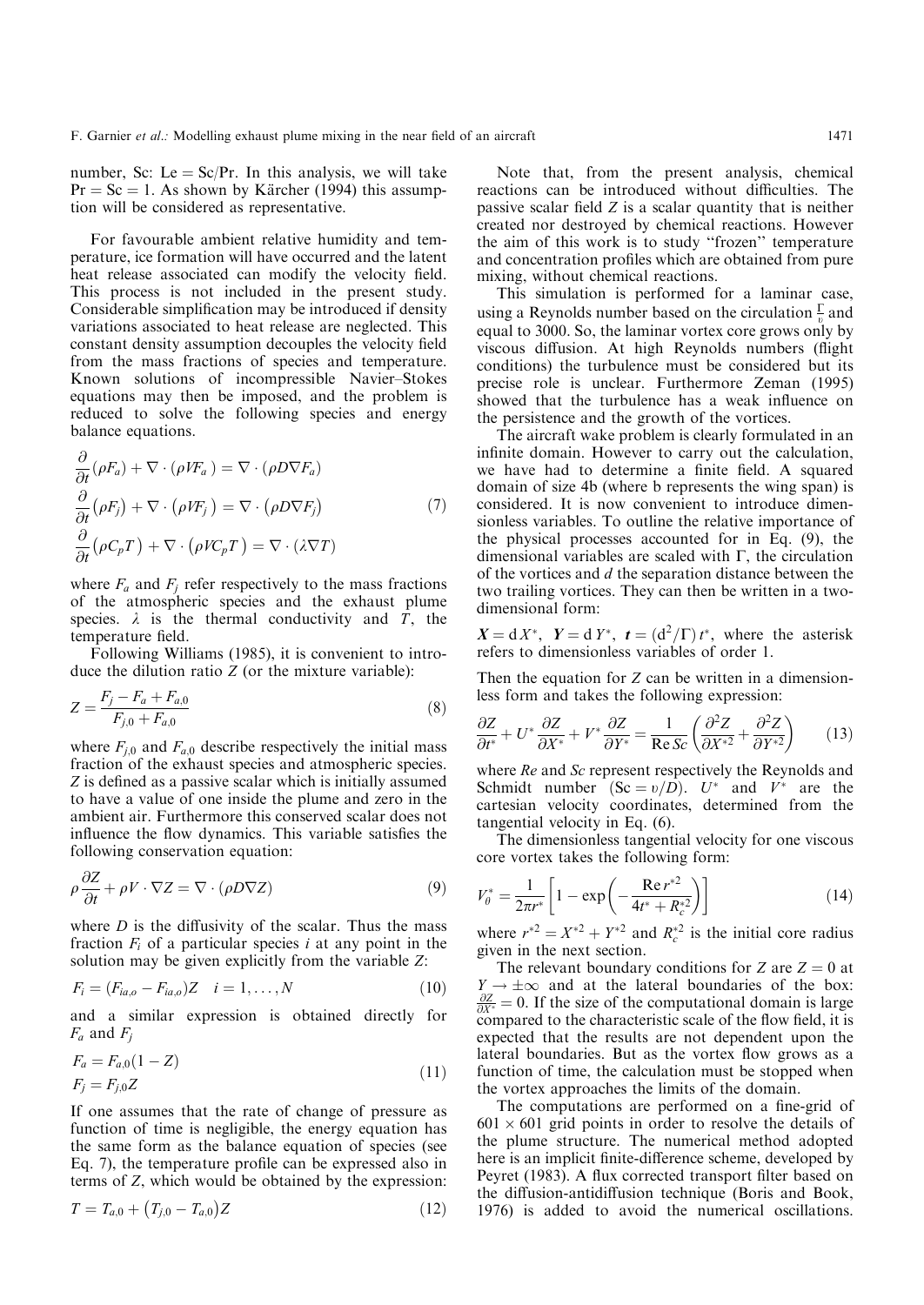number, Sc: $\mathrm{Le} = \mathrm{Sc}/\mathrm{Pr}$. In this analysis, we will take $\mathrm{Pr} = \mathrm{Sc} = 1$. As shown by Kärcher (1994) this assumption will be considered as representative.

For favourable ambient relative humidity and temperature, ice formation will have occurred and the latent heat release associated can modify the velocity field. This process is not included in the present study. Considerable simplification may be introduced if density variations associated to heat release are neglected. This constant density assumption decouples the velocity field from the mass fractions of species and temperature. Known solutions of incompressible Navier–Stokes equations may then be imposed, and the problem is reduced to solve the following species and energy balance equations.

$$
\begin{aligned}
&\frac{\partial}{\partial t}(\rho F_a) + \nabla \cdot (\rho V F_a) = \nabla \cdot (\rho D \nabla F_a) \\
&\frac{\partial}{\partial t}(\rho F_j) + \nabla \cdot (\rho V F_j) = \nabla \cdot (\rho D \nabla F_j) \\
&\frac{\partial}{\partial t}(\rho C_p T) + \nabla \cdot (\rho V C_p T) = \nabla \cdot (\lambda \nabla T)
\end{aligned}
\tag{7}
$$

where $F_a$ and $F_j$ refer respectively to the mass fractions of the atmospheric species and the exhaust plume species. $\lambda$ is the thermal conductivity and $T$, the temperature field.

Following Williams (1985), it is convenient to introduce the dilution ratio $Z$ (or the mixture variable):

$$
Z = \frac{F_j - F_a + F_{a,0}}{F_{j,0} + F_{a,0}} \tag{8}
$$

where $F_{j,0}$ and $F_{a,0}$ describe respectively the initial mass fraction of the exhaust species and atmospheric species. $Z$ is defined as a passive scalar which is initially assumed to have a value of one inside the plume and zero in the ambient air. Furthermore this conserved scalar does not influence the flow dynamics. This variable satisfies the following conservation equation:

$$
\rho \frac{\partial Z}{\partial t} + \rho V \cdot \nabla Z = \nabla \cdot (\rho D \nabla Z) \tag{9}
$$

where $D$ is the diffusivity of the scalar. Thus the mass fraction $F_i$ of a particular species $i$ at any point in the solution may be given explicitly from the variable $Z$:

$$
F_i = (F_{ia,o} - F_{ia,o})Z \quad i = 1, \ldots, N \tag{10}
$$

and a similar expression is obtained directly for $F_a$ and $F_j$

$$
\begin{aligned}
&F_a = F_{a,0}(1 - Z) \\
&F_j = F_{j,0} Z
\end{aligned}
\tag{11}
$$

If one assumes that the rate of change of pressure as function of time is negligible, the energy equation has the same form as the balance equation of species (see Eq. 7), the temperature profile can be expressed also in terms of $Z$, which would be obtained by the expression:

$$
T = T_{a,0} + (T_{j,0} - T_{a,0})Z \tag{12}
$$

Note that, from the present analysis, chemical reactions can be introduced without difficulties. The passive scalar field $Z$ is a scalar quantity that is neither created nor destroyed by chemical reactions. However the aim of this work is to study "frozen" temperature and concentration profiles which are obtained from pure mixing, without chemical reactions.

This simulation is performed for a laminar case, using a Reynolds number based on the circulation $\frac{\Gamma}{\upsilon}$ and equal to 3000. So, the laminar vortex core grows only by viscous diffusion. At high Reynolds numbers (flight conditions) the turbulence must be considered but its precise role is unclear. Furthermore Zeman (1995) showed that the turbulence has a weak influence on the persistence and the growth of the vortices.

The aircraft wake problem is clearly formulated in an infinite domain. However to carry out the calculation, we have had to determine a finite field. A squared domain of size 4b (where b represents the wing span) is considered. It is now convenient to introduce dimensionless variables. To outline the relative importance of the physical processes accounted for in Eq. (9), the dimensional variables are scaled with $\Gamma$, the circulation of the vortices and $d$ the separation distance between the two trailing vortices. They can then be written in a two-dimensional form:

$\boldsymbol{X} = \mathrm{d}\, X^*$, $\boldsymbol{Y} = \mathrm{d}\, Y^*$, $\boldsymbol{t} = (\mathrm{d}^2/\Gamma)\, t^*$, where the asterisk refers to dimensionless variables of order 1.

Then the equation for $Z$ can be written in a dimensionless form and takes the following expression:

$$
\frac{\partial Z}{\partial t^*} + U^* \frac{\partial Z}{\partial X^*} + V^* \frac{\partial Z}{\partial Y^*} = \frac{1}{\mathrm{Re}\, Sc}\left(\frac{\partial^2 Z}{\partial X^{*2}} + \frac{\partial^2 Z}{\partial Y^{*2}}\right) \tag{13}
$$

where $Re$ and $Sc$ represent respectively the Reynolds and Schmidt number ($\mathrm{Sc} = \upsilon/D$). $U^*$ and $V^*$ are the cartesian velocity coordinates, determined from the tangential velocity in Eq. (6).

The dimensionless tangential velocity for one viscous core vortex takes the following form:

$$
V_\theta^* = \frac{1}{2\pi r^*}\left[1 - \exp\left(-\frac{\mathrm{Re}\, r^{*2}}{4t^* + R_c^{*2}}\right)\right] \tag{14}
$$

where $r^{*2} = X^{*2} + Y^{*2}$ and $R_c^{*2}$ is the initial core radius given in the next section.

The relevant boundary conditions for $Z$ are $Z = 0$ at $Y \to \pm\infty$ and at the lateral boundaries of the box: $\frac{\partial Z}{\partial X^*} = 0$. If the size of the computational domain is large compared to the characteristic scale of the flow field, it is expected that the results are not dependent upon the lateral boundaries. But as the vortex flow grows as a function of time, the calculation must be stopped when the vortex approaches the limits of the domain.

The computations are performed on a fine-grid of $601 \times 601$ grid points in order to resolve the details of the plume structure. The numerical method adopted here is an implicit finite-difference scheme, developed by Peyret (1983). A flux corrected transport filter based on the diffusion-antidiffusion technique (Boris and Book, 1976) is added to avoid the numerical oscillations.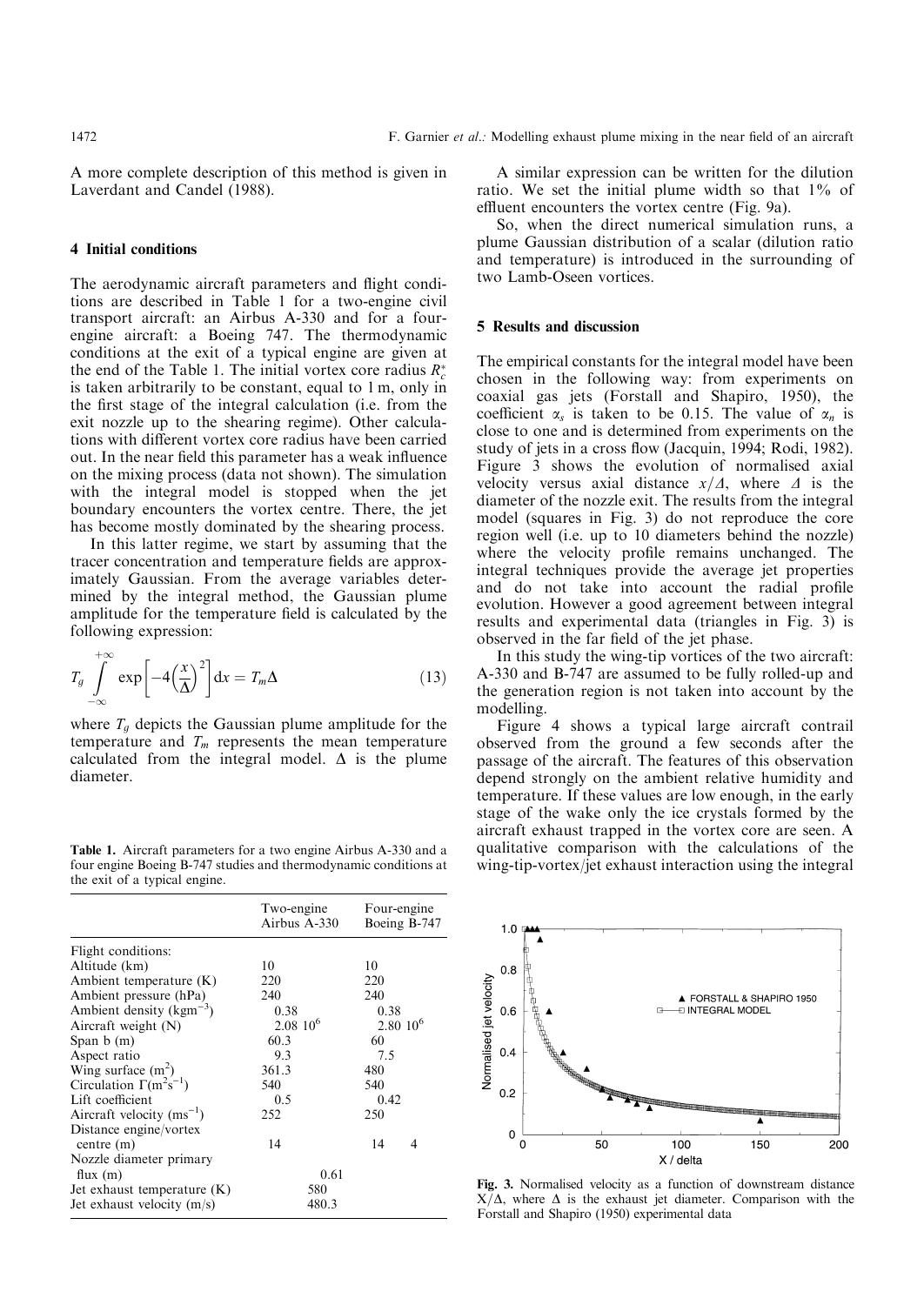A more complete description of this method is given in Laverdant and Candel (1988).

## 4 Initial conditions

The aerodynamic aircraft parameters and flight conditions are described in Table 1 for a two-engine civil transport aircraft: an Airbus A-330 and for a four-engine aircraft: a Boeing 747. The thermodynamic conditions at the exit of a typical engine are given at the end of the Table 1. The initial vortex core radius $R_c^*$ is taken arbitrarily to be constant, equal to 1 m, only in the first stage of the integral calculation (i.e. from the exit nozzle up to the shearing regime). Other calculations with different vortex core radius have been carried out. In the near field this parameter has a weak influence on the mixing process (data not shown). The simulation with the integral model is stopped when the jet boundary encounters the vortex centre. There, the jet has become mostly dominated by the shearing process.

In this latter regime, we start by assuming that the tracer concentration and temperature fields are approximately Gaussian. From the average variables determined by the integral method, the Gaussian plume amplitude for the temperature field is calculated by the following expression:

$$T_g \int_{-\infty}^{+\infty} \exp\left[-4\left(\frac{x}{\Delta}\right)^2\right] \mathrm{d}x = T_m \Delta \tag{13}$$

where $T_g$ depicts the Gaussian plume amplitude for the temperature and $T_m$ represents the mean temperature calculated from the integral model. $\Delta$ is the plume diameter.

**Table 1.** Aircraft parameters for a two engine Airbus A-330 and a four engine Boeing B-747 studies and thermodynamic conditions at the exit of a typical engine.

| | Two-engine Airbus A-330 | Four-engine Boeing B-747 |
|---|---|---|
| Flight conditions: | | |
| Altitude (km) | 10 | 10 |
| Ambient temperature (K) | 220 | 220 |
| Ambient pressure (hPa) | 240 | 240 |
| Ambient density (kgm$^{-3}$) | 0.38 | 0.38 |
| Aircraft weight (N) | 2.08 $10^6$ | 2.80 $10^6$ |
| Span b (m) | 60.3 | 60 |
| Aspect ratio | 9.3 | 7.5 |
| Wing surface (m$^2$) | 361.3 | 480 |
| Circulation $\Gamma$(m$^2$s$^{-1}$) | 540 | 540 |
| Lift coefficient | 0.5 | 0.42 |
| Aircraft velocity (ms$^{-1}$) | 252 | 250 |
| Distance engine/vortex centre (m) | 14 | 14 4 |
| Nozzle diameter primary flux (m) | 0.61 | |
| Jet exhaust temperature (K) | 580 | |
| Jet exhaust velocity (m/s) | 480.3 | |

A similar expression can be written for the dilution ratio. We set the initial plume width so that 1% of effluent encounters the vortex centre (Fig. 9a).

So, when the direct numerical simulation runs, a plume Gaussian distribution of a scalar (dilution ratio and temperature) is introduced in the surrounding of two Lamb-Oseen vortices.

## 5 Results and discussion

The empirical constants for the integral model have been chosen in the following way: from experiments on coaxial gas jets (Forstall and Shapiro, 1950), the coefficient $\alpha_s$ is taken to be 0.15. The value of $\alpha_n$ is close to one and is determined from experiments on the study of jets in a cross flow (Jacquin, 1994; Rodi, 1982). Figure 3 shows the evolution of normalised axial velocity versus axial distance $x/\Delta$, where $\Delta$ is the diameter of the nozzle exit. The results from the integral model (squares in Fig. 3) do not reproduce the core region well (i.e. up to 10 diameters behind the nozzle) where the velocity profile remains unchanged. The integral techniques provide the average jet properties and do not take into account the radial profile evolution. However a good agreement between integral results and experimental data (triangles in Fig. 3) is observed in the far field of the jet phase.

In this study the wing-tip vortices of the two aircraft: A-330 and B-747 are assumed to be fully rolled-up and the generation region is not taken into account by the modelling.

Figure 4 shows a typical large aircraft contrail observed from the ground a few seconds after the passage of the aircraft. The features of this observation depend strongly on the ambient relative humidity and temperature. If these values are low enough, in the early stage of the wake only the ice crystals formed by the aircraft exhaust trapped in the vortex core are seen. A qualitative comparison with the calculations of the wing-tip-vortex/jet exhaust interaction using the integral

**Fig. 3.** Normalised velocity as a function of downstream distance $X/\Delta$, where $\Delta$ is the exhaust jet diameter. Comparison with the Forstall and Shapiro (1950) experimental data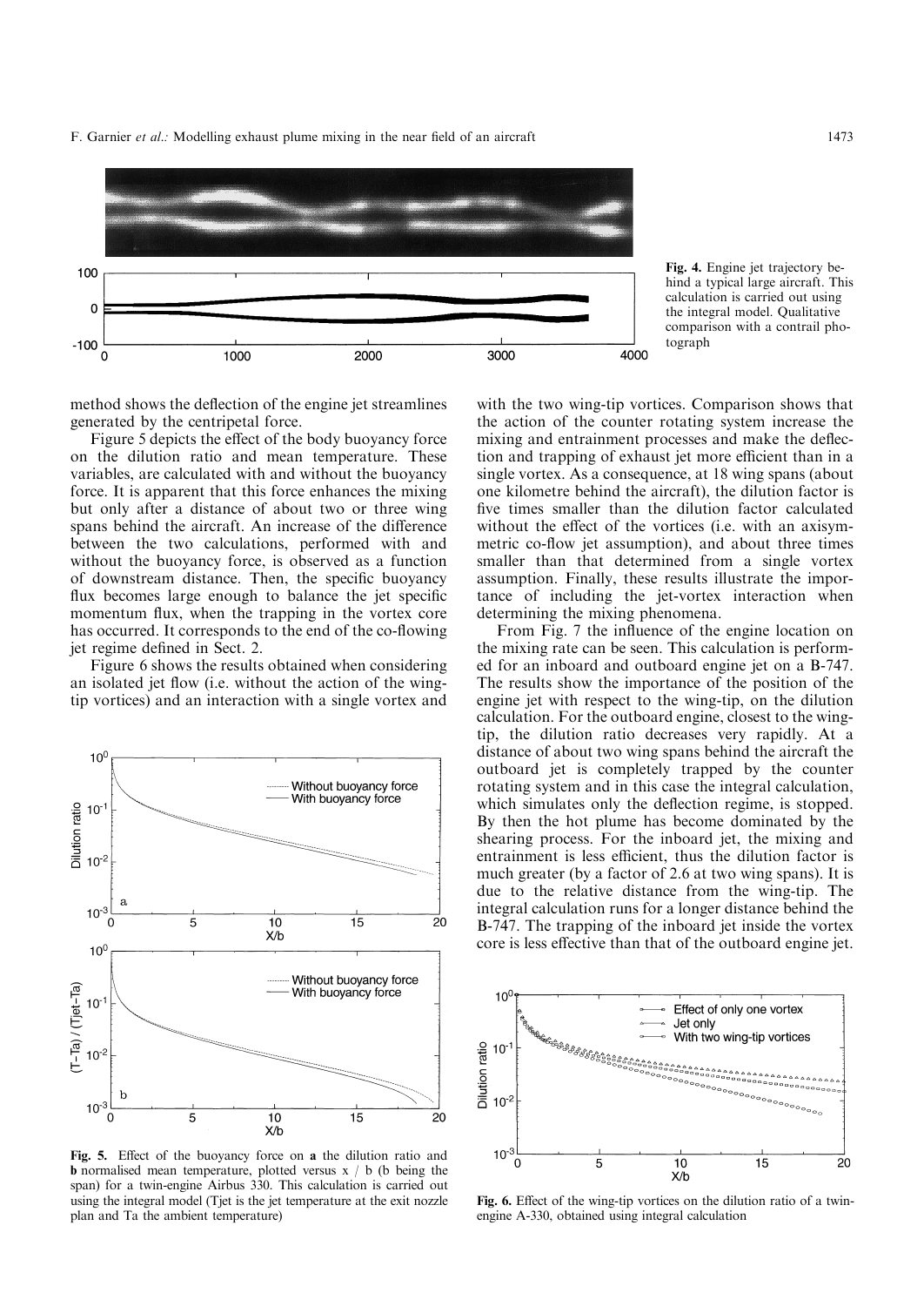**Fig. 4.** Engine jet trajectory behind a typical large aircraft. This calculation is carried out using the integral model. Qualitative comparison with a contrail photograph

method shows the deflection of the engine jet streamlines generated by the centripetal force.

Figure 5 depicts the effect of the body buoyancy force on the dilution ratio and mean temperature. These variables, are calculated with and without the buoyancy force. It is apparent that this force enhances the mixing but only after a distance of about two or three wing spans behind the aircraft. An increase of the difference between the two calculations, performed with and without the buoyancy force, is observed as a function of downstream distance. Then, the specific buoyancy flux becomes large enough to balance the jet specific momentum flux, when the trapping in the vortex core has occurred. It corresponds to the end of the co-flowing jet regime defined in Sect. 2.

Figure 6 shows the results obtained when considering an isolated jet flow (i.e. without the action of the wing-tip vortices) and an interaction with a single vortex and with the two wing-tip vortices. Comparison shows that the action of the counter rotating system increase the mixing and entrainment processes and make the deflection and trapping of exhaust jet more efficient than in a single vortex. As a consequence, at 18 wing spans (about one kilometre behind the aircraft), the dilution factor is five times smaller than the dilution factor calculated without the effect of the vortices (i.e. with an axisymmetric co-flow jet assumption), and about three times smaller than that determined from a single vortex assumption. Finally, these results illustrate the importance of including the jet-vortex interaction when determining the mixing phenomena.

From Fig. 7 the influence of the engine location on the mixing rate can be seen. This calculation is performed for an inboard and outboard engine jet on a B-747. The results show the importance of the position of the engine jet with respect to the wing-tip, on the dilution calculation. For the outboard engine, closest to the wing-tip, the dilution ratio decreases very rapidly. At a distance of about two wing spans behind the aircraft the outboard jet is completely trapped by the counter rotating system and in this case the integral calculation, which simulates only the deflection regime, is stopped. By then the hot plume has become dominated by the shearing process. For the inboard jet, the mixing and entrainment is less efficient, thus the dilution factor is much greater (by a factor of 2.6 at two wing spans). It is due to the relative distance from the wing-tip. The integral calculation runs for a longer distance behind the B-747. The trapping of the inboard jet inside the vortex core is less effective than that of the outboard engine jet.

**Fig. 5.** Effect of the buoyancy force on **a** the dilution ratio and **b** normalised mean temperature, plotted versus x / b (b being the span) for a twin-engine Airbus 330. This calculation is carried out using the integral model (Tjet is the jet temperature at the exit nozzle plan and Ta the ambient temperature)

**Fig. 6.** Effect of the wing-tip vortices on the dilution ratio of a twin-engine A-330, obtained using integral calculation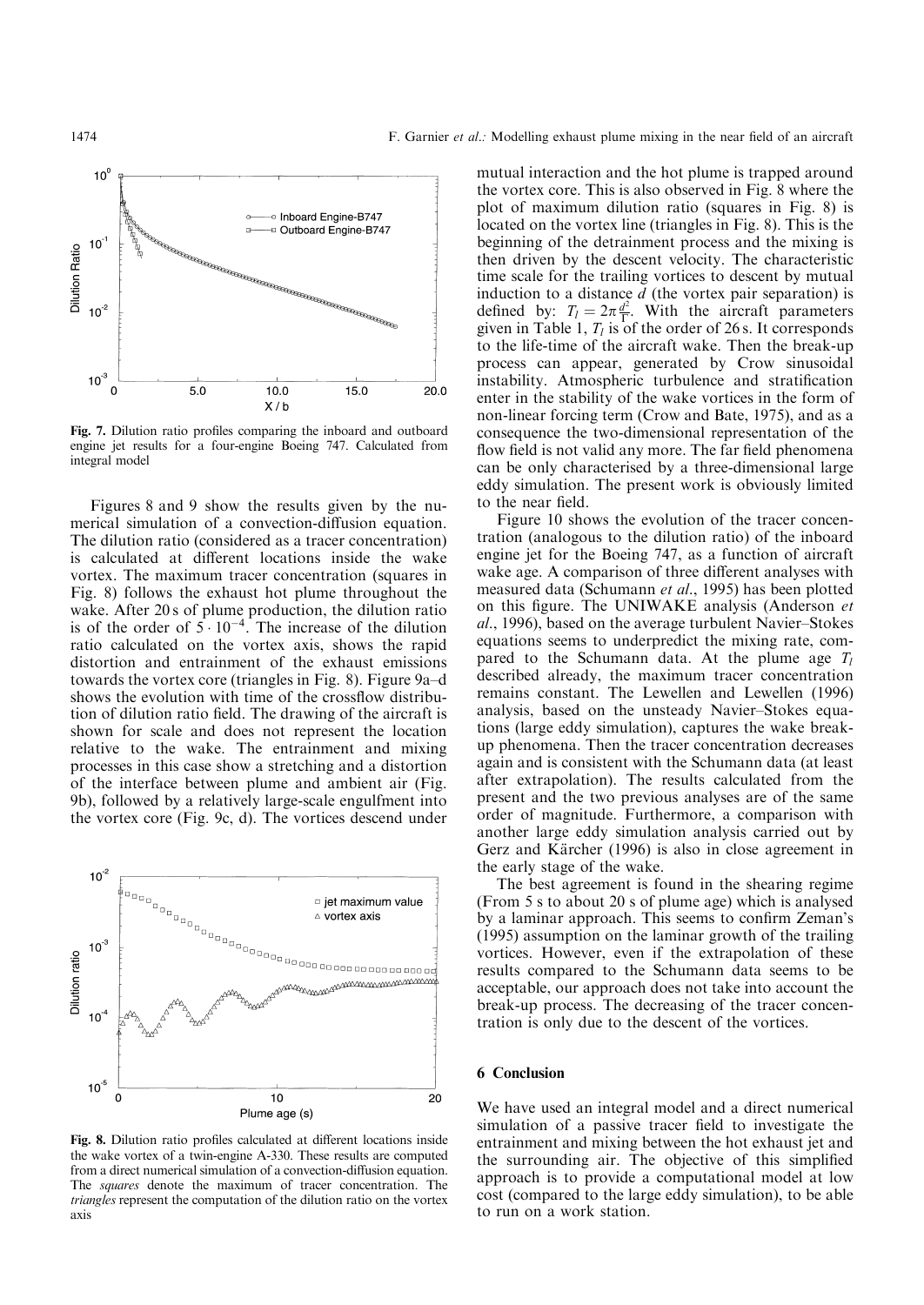Fig. 7. Dilution ratio profiles comparing the inboard and outboard engine jet results for a four-engine Boeing 747. Calculated from integral model

Figures 8 and 9 show the results given by the numerical simulation of a convection-diffusion equation. The dilution ratio (considered as a tracer concentration) is calculated at different locations inside the wake vortex. The maximum tracer concentration (squares in Fig. 8) follows the exhaust hot plume throughout the wake. After 20 s of plume production, the dilution ratio is of the order of $5 \cdot 10^{-4}$. The increase of the dilution ratio calculated on the vortex axis, shows the rapid distortion and entrainment of the exhaust emissions towards the vortex core (triangles in Fig. 8). Figure 9a–d shows the evolution with time of the crossflow distribution of dilution ratio field. The drawing of the aircraft is shown for scale and does not represent the location relative to the wake. The entrainment and mixing processes in this case show a stretching and a distortion of the interface between plume and ambient air (Fig. 9b), followed by a relatively large-scale engulfment into the vortex core (Fig. 9c, d). The vortices descend under mutual interaction and the hot plume is trapped around the vortex core. This is also observed in Fig. 8 where the plot of maximum dilution ratio (squares in Fig. 8) is located on the vortex line (triangles in Fig. 8). This is the beginning of the detrainment process and the mixing is then driven by the descent velocity. The characteristic time scale for the trailing vortices to descent by mutual induction to a distance $d$ (the vortex pair separation) is defined by: $T_l = 2\pi \frac{d^2}{\Gamma}$. With the aircraft parameters given in Table 1, $T_l$ is of the order of 26 s. It corresponds to the life-time of the aircraft wake. Then the break-up process can appear, generated by Crow sinusoidal instability. Atmospheric turbulence and stratification enter in the stability of the wake vortices in the form of non-linear forcing term (Crow and Bate, 1975), and as a consequence the two-dimensional representation of the flow field is not valid any more. The far field phenomena can be only characterised by a three-dimensional large eddy simulation. The present work is obviously limited to the near field.

Fig. 8. Dilution ratio profiles calculated at different locations inside the wake vortex of a twin-engine A-330. These results are computed from a direct numerical simulation of a convection-diffusion equation. The *squares* denote the maximum of tracer concentration. The *triangles* represent the computation of the dilution ratio on the vortex axis

Figure 10 shows the evolution of the tracer concentration (analogous to the dilution ratio) of the inboard engine jet for the Boeing 747, as a function of aircraft wake age. A comparison of three different analyses with measured data (Schumann *et al*., 1995) has been plotted on this figure. The UNIWAKE analysis (Anderson *et al*., 1996), based on the average turbulent Navier–Stokes equations seems to underpredict the mixing rate, compared to the Schumann data. At the plume age $T_l$ described already, the maximum tracer concentration remains constant. The Lewellen and Lewellen (1996) analysis, based on the unsteady Navier–Stokes equations (large eddy simulation), captures the wake break-up phenomena. Then the tracer concentration decreases again and is consistent with the Schumann data (at least after extrapolation). The results calculated from the present and the two previous analyses are of the same order of magnitude. Furthermore, a comparison with another large eddy simulation analysis carried out by Gerz and Kärcher (1996) is also in close agreement in the early stage of the wake.

The best agreement is found in the shearing regime (From 5 s to about 20 s of plume age) which is analysed by a laminar approach. This seems to confirm Zeman's (1995) assumption on the laminar growth of the trailing vortices. However, even if the extrapolation of these results compared to the Schumann data seems to be acceptable, our approach does not take into account the break-up process. The decreasing of the tracer concentration is only due to the descent of the vortices.

## 6 Conclusion

We have used an integral model and a direct numerical simulation of a passive tracer field to investigate the entrainment and mixing between the hot exhaust jet and the surrounding air. The objective of this simplified approach is to provide a computational model at low cost (compared to the large eddy simulation), to be able to run on a work station.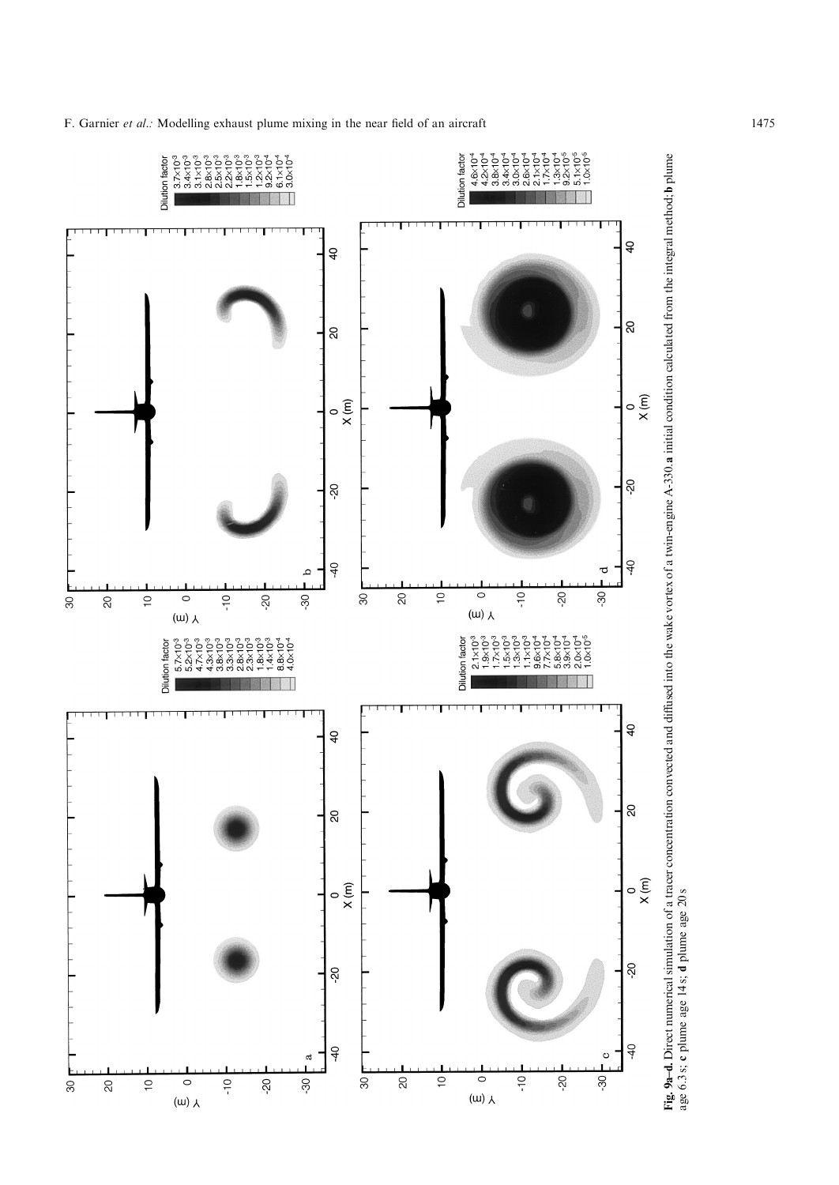**Fig. 9a–d.** Direct numerical simulation of a tracer concentration convected and diffused into the wake vortex of a twin-engine A-330. **a** initial condition calculated from the integral method; **b** plume age 6.3 s; **c** plume age 14 s; **d** plume age 20 s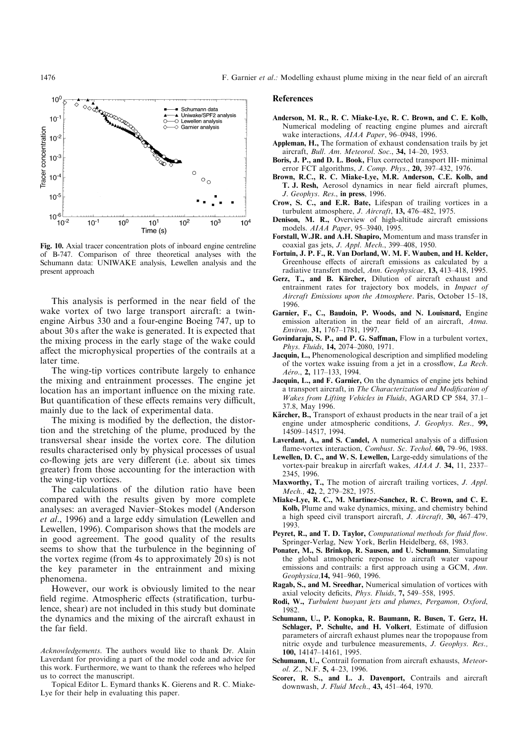Fig. 10. Axial tracer concentration plots of inboard engine centreline of B-747. Comparison of three theoretical analyses with the Schumann data: UNIWAKE analysis, Lewellen analysis and the present approach

This analysis is performed in the near field of the wake vortex of two large transport aircraft: a twin-engine Airbus 330 and a four-engine Boeing 747, up to about 30 s after the wake is generated. It is expected that the mixing process in the early stage of the wake could affect the microphysical properties of the contrails at a later time.

The wing-tip vortices contribute largely to enhance the mixing and entrainment processes. The engine jet location has an important influence on the mixing rate. But quantification of these effects remains very difficult, mainly due to the lack of experimental data.

The mixing is modified by the deflection, the distortion and the stretching of the plume, produced by the transversal shear inside the vortex core. The dilution results characterised only by physical processes of usual co-flowing jets are very different (i.e. about six times greater) from those accounting for the interaction with the wing-tip vortices.

The calculations of the dilution ratio have been compared with the results given by more complete analyses: an averaged Navier–Stokes model (Anderson *et al*., 1996) and a large eddy simulation (Lewellen and Lewellen, 1996). Comparison shows that the models are in good agreement. The good quality of the results seems to show that the turbulence in the beginning of the vortex regime (from 4s to approximately 20 s) is not the key parameter in the entrainment and mixing phenomena.

However, our work is obviously limited to the near field regime. Atmospheric effects (stratification, turbulence, shear) are not included in this study but dominate the dynamics and the mixing of the aircraft exhaust in the far field.

*Acknowledgements*. The authors would like to thank Dr. Alain Laverdant for providing a part of the model code and advice for this work. Furthermore, we want to thank the referees who helped us to correct the manuscript.

Topical Editor L. Eymard thanks K. Gierens and R. C. Miake-Lye for their help in evaluating this paper.

## References

**Anderson, M. R., R. C. Miake-Lye, R. C. Brown, and C. E. Kolb,** Numerical modeling of reacting engine plumes and aircraft wake interactions, *AIAA Paper*, 96–0948, 1996.

**Appleman, H.,** The formation of exhaust condensation trails by jet aircraft, *Bull. Am. Meteorol. Soc*., **34,** 14–20, 1953.

**Boris, J. P., and D. L. Book,** Flux corrected transport III- minimal error FCT algorithms, *J. Comp. Phys*., **20,** 397–432, 1976.

**Brown, R.C., R. C. Miake-Lye, M.R. Anderson, C.E. Kolb, and T. J. Resh,** Aerosol dynamics in near field aircraft plumes, *J. Geophys. Res*., **in press**, 1996.

**Crow, S. C., and E.R. Bate,** Lifespan of trailing vortices in a turbulent atmosphere, *J. Aircraft*, **13,** 476–482, 1975.

**Denison, M. R.,** Overview of high-altitude aircraft emissions models. *AIAA Paper*, 95–3940, 1995.

**Forstall, W.JR. and A.H. Shapiro,** Momentum and mass transfer in coaxial gas jets, *J. Appl. Mech*., 399–408, 1950.

**Fortuin, J. P. F., R. Van Dorland, W. M. F. Wauben, and H. Kelder,** Greenhouse effects of aircraft emissions as calculated by a radiative transfert model, *Ann. Geophysicae,* **13,** 413–418, 1995.

**Gerz, T., and B. Kärcher,** Dilution of aircraft exhaust and entrainment rates for trajectory box models, in *Impact of Aircraft Emissions upon the Atmosphere*. Paris, October 15–18, 1996.

**Garnier, F., C., Baudoin, P. Woods, and N. Louisnard,** Engine emission alteration in the near field of an aircraft, *Atma. Environ*. **31,** 1767–1781, 1997.

**Govindaraju, S. P., and P. G. Saffman,** Flow in a turbulent vortex, *Phys. Fluids*, **14,** 2074–2080, 1971.

**Jacquin, L.,** Phenomenological description and simplified modeling of the vortex wake issuing from a jet in a crossflow, *La Rech. Aéro*., **2,** 117–133, 1994.

**Jacquin, L., and F. Garnier,** On the dynamics of engine jets behind a transport aircraft, in *The Characterization and Modification of Wakes from Lifting Vehicles in Fluids*, AGARD CP 584, 37.1–37.8, May 1996.

**Kärcher, B.,** Transport of exhaust products in the near trail of a jet engine under atmospheric conditions, *J. Geophys. Res*., **99,** 14509–14517, 1994.

**Laverdant, A., and S. Candel,** A numerical analysis of a diffusion flame-vortex interaction, *Combust. Sc. Techol*. **60,** 79–96, 1988.

**Lewellen, D. C., and W. S. Lewellen,** Large-eddy simulations of the vortex-pair breakup in aircrfaft wakes, *AIAA J*. **34,** 11, 2337–2345, 1996.

**Maxworthy, T.,** The motion of aircraft trailing vortices, *J. Appl. Mech*., **42,** 2, 279–282, 1975.

**Miake-Lye, R. C., M. Martinez-Sanchez, R. C. Brown, and C. E. Kolb,** Plume and wake dynamics, mixing, and chemistry behind a high speed civil transport aircraft, *J. Aircraft,* **30,** 467–479, 1993.

**Peyret, R., and T. D. Taylor,** *Computational methods for fluid flow*. Springer-Verlag, New York, Berlin Heidelberg, 68, 1983.

**Ponater, M., S. Brinkop, R. Sausen, and U. Schumann,** Simulating the global atmospheric reponse to aircraft water vapour emissions and contrails: a first approach using a GCM, *Ann. Geophysica,***14,** 941–960, 1996.

**Ragab, S., and M. Sreedhar,** Numerical simulation of vortices with axial velocity deficits, *Phys. Fluids*, **7,** 549–558, 1995.

**Rodi, W.,** *Turbulent buoyant jets and plumes*, *Pergamon, Oxford*, 1982.

**Schumann, U., P. Konopka, R. Baumann, R. Busen, T. Gerz, H. Schlager, P. Schulte, and H. Volkert,** Estimate of diffusion parameters of aircraft exhaust plumes near the tropopause from nitric oxyde and turbulence measurements, *J. Geophys. Res.,* **100,** 14147–14161, 1995.

**Schumann, U.,** Contrail formation from aircraft exhausts, *Meteorol. Z*., N.F. **5,** 4–23, 1996.

**Scorer, R. S., and L. J. Davenport,** Contrails and aircraft downwash, *J. Fluid Mech*., **43,** 451–464, 1970.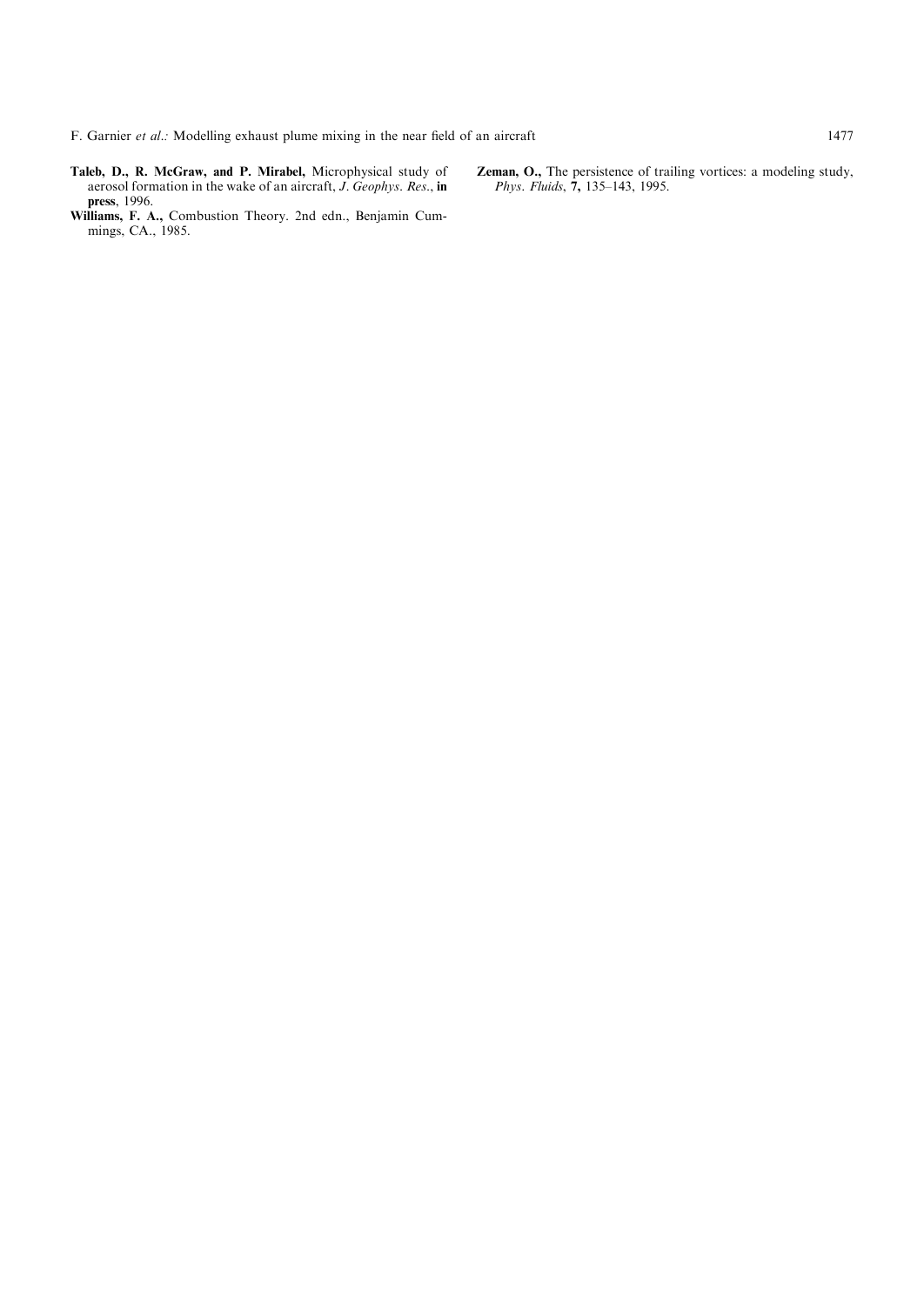**Taleb, D., R. McGraw, and P. Mirabel,** Microphysical study of aerosol formation in the wake of an aircraft, *J. Geophys. Res.*, **in press**, 1996.

**Williams, F. A.,** Combustion Theory. 2nd edn., Benjamin Cummings, CA., 1985.

**Zeman, O.,** The persistence of trailing vortices: a modeling study, *Phys. Fluids*, **7,** 135–143, 1995.